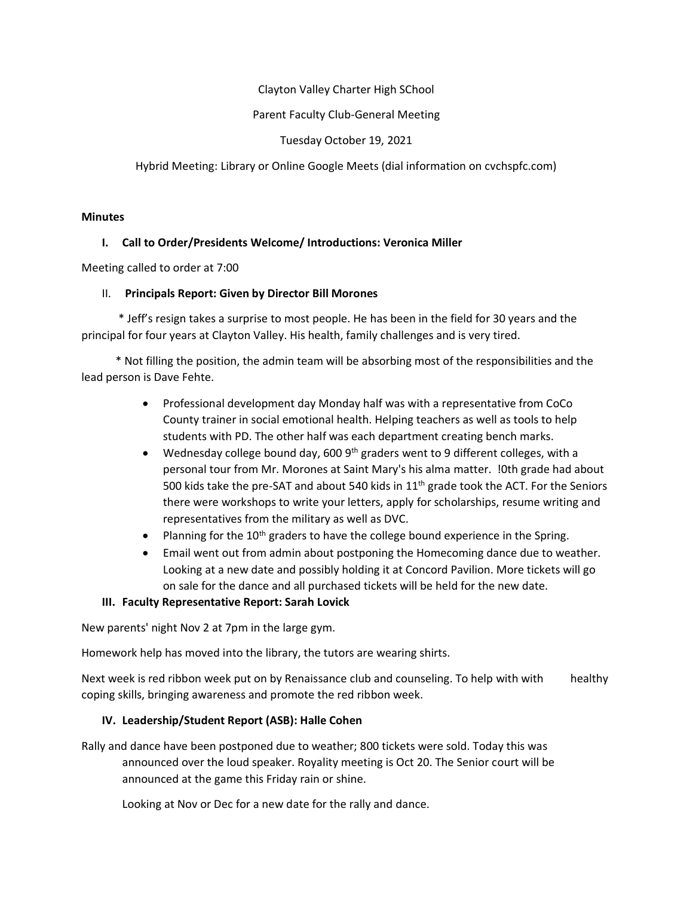Clayton Valley Charter High SChool

Parent Faculty Club-General Meeting

Tuesday October 19, 2021

Hybrid Meeting: Library or Online Google Meets (dial information on cvchspfc.com)

**Minutes**

## I. Call to Order/Presidents Welcome/ Introductions: Veronica Miller

Meeting called to order at 7:00

## II. Principals Report: Given by Director Bill Morones

* Jeff's resign takes a surprise to most people. He has been in the field for 30 years and the principal for four years at Clayton Valley. His health, family challenges and is very tired.

* Not filling the position, the admin team will be absorbing most of the responsibilities and the lead person is Dave Fehte.

- Professional development day Monday half was with a representative from CoCo County trainer in social emotional health. Helping teachers as well as tools to help students with PD. The other half was each department creating bench marks.
- Wednesday college bound day, 600 9th graders went to 9 different colleges, with a personal tour from Mr. Morones at Saint Mary's his alma matter. !0th grade had about 500 kids take the pre-SAT and about 540 kids in 11th grade took the ACT. For the Seniors there were workshops to write your letters, apply for scholarships, resume writing and representatives from the military as well as DVC.
- Planning for the 10th graders to have the college bound experience in the Spring.
- Email went out from admin about postponing the Homecoming dance due to weather. Looking at a new date and possibly holding it at Concord Pavilion. More tickets will go on sale for the dance and all purchased tickets will be held for the new date.

## III. Faculty Representative Report: Sarah Lovick

New parents' night Nov 2 at 7pm in the large gym.

Homework help has moved into the library, the tutors are wearing shirts.

Next week is red ribbon week put on by Renaissance club and counseling. To help with with healthy coping skills, bringing awareness and promote the red ribbon week.

## IV. Leadership/Student Report (ASB): Halle Cohen

Rally and dance have been postponed due to weather; 800 tickets were sold. Today this was announced over the loud speaker. Royality meeting is Oct 20. The Senior court will be announced at the game this Friday rain or shine.

Looking at Nov or Dec for a new date for the rally and dance.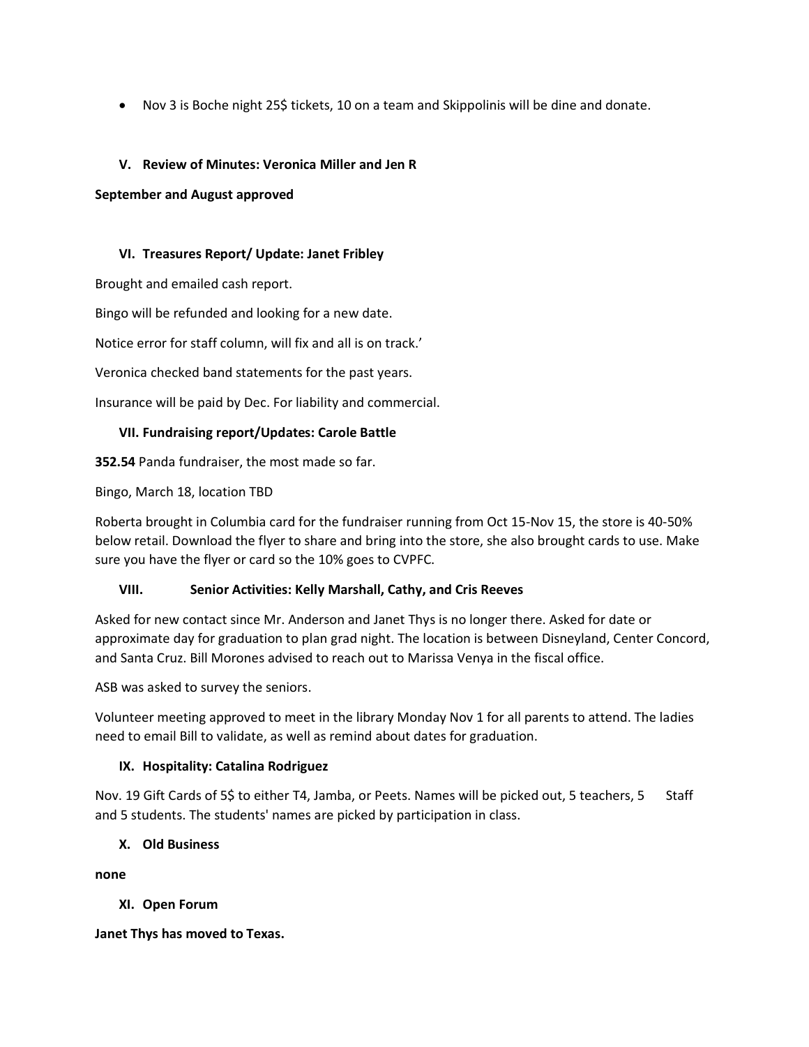- Nov 3 is Boche night 25$ tickets, 10 on a team and Skippolinis will be dine and donate.

### V. Review of Minutes: Veronica Miller and Jen R

**September and August approved**

### VI. Treasures Report/ Update: Janet Fribley

Brought and emailed cash report.

Bingo will be refunded and looking for a new date.

Notice error for staff column, will fix and all is on track.'

Veronica checked band statements for the past years.

Insurance will be paid by Dec. For liability and commercial.

### VII. Fundraising report/Updates: Carole Battle

**352.54** Panda fundraiser, the most made so far.

Bingo, March 18, location TBD

Roberta brought in Columbia card for the fundraiser running from Oct 15-Nov 15, the store is 40-50% below retail. Download the flyer to share and bring into the store, she also brought cards to use. Make sure you have the flyer or card so the 10% goes to CVPFC.

### VIII. Senior Activities: Kelly Marshall, Cathy, and Cris Reeves

Asked for new contact since Mr. Anderson and Janet Thys is no longer there. Asked for date or approximate day for graduation to plan grad night. The location is between Disneyland, Center Concord, and Santa Cruz. Bill Morones advised to reach out to Marissa Venya in the fiscal office.

ASB was asked to survey the seniors.

Volunteer meeting approved to meet in the library Monday Nov 1 for all parents to attend. The ladies need to email Bill to validate, as well as remind about dates for graduation.

### IX. Hospitality: Catalina Rodriguez

Nov. 19 Gift Cards of 5$ to either T4, Jamba, or Peets. Names will be picked out, 5 teachers, 5 Staff and 5 students. The students' names are picked by participation in class.

### X. Old Business

**none**

### XI. Open Forum

**Janet Thys has moved to Texas.**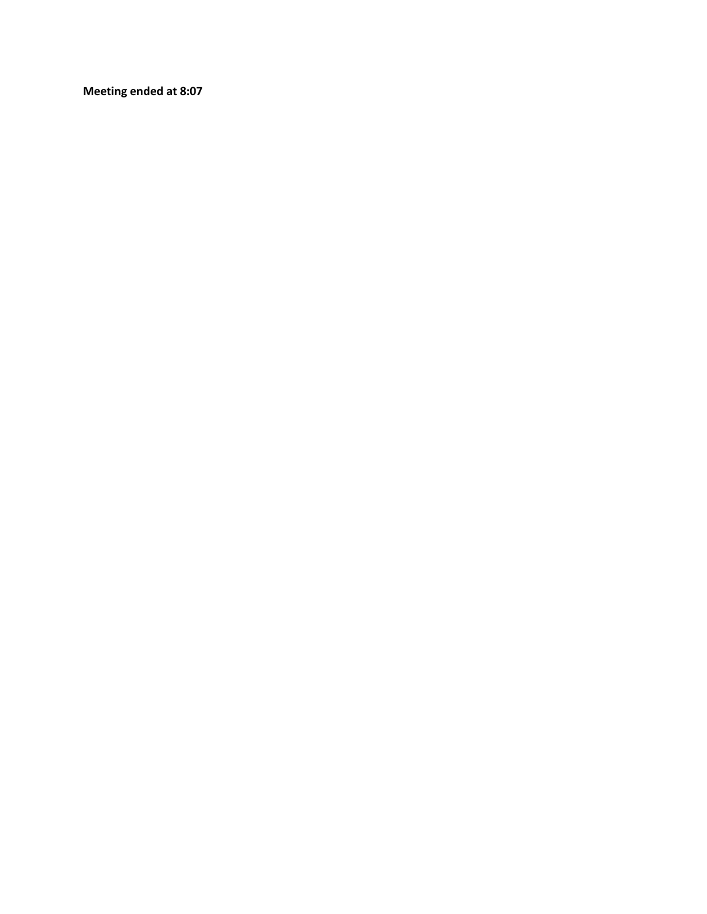**Meeting ended at 8:07**